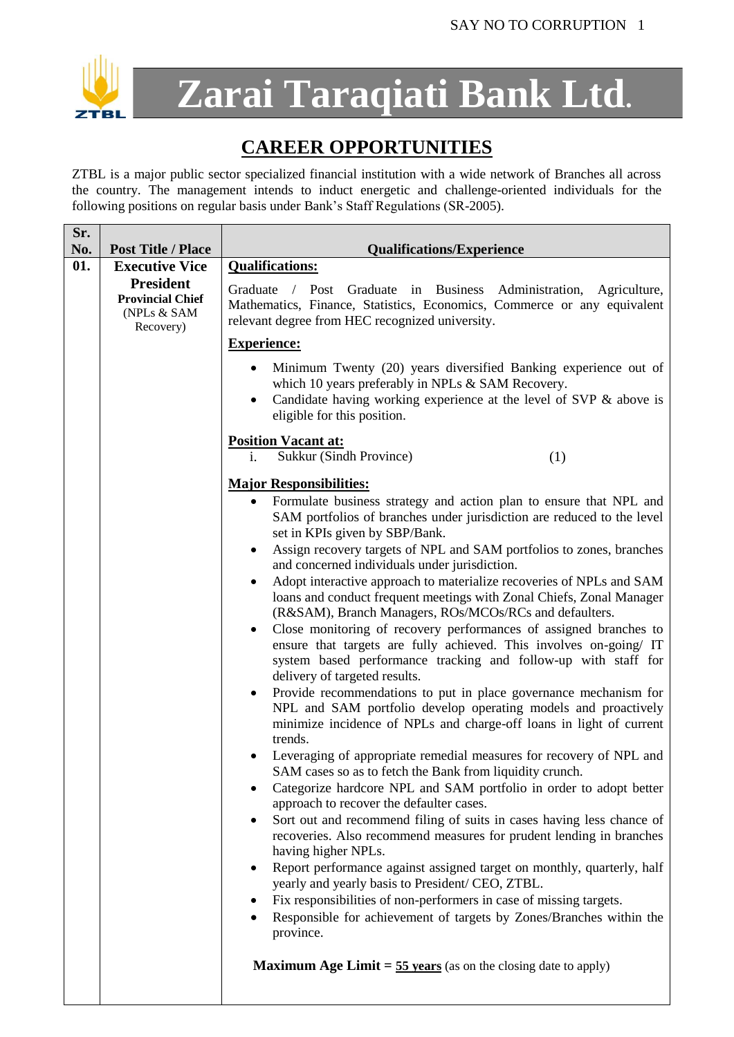# Zarai Taraqiati Bank Ltd.

## CAREER OPPORTUNITIES

ZTBL is a major public sector specialized financial institution with a wide network of Branches all across the country. The management intends to induct energetic and challenge-oriented individuals for the following positions on regular basis under Bank's Staff Regulations (SR-2005).

| Sr. No. | Post Title / Place | Qualifications/Experience |
|---|---|---|
| 01. | **Executive Vice President**<br>**Provincial Chief**<br>(NPLs & SAM Recovery) | **<u>Qualifications:</u>**<br>Graduate / Post Graduate in Business Administration, Agriculture, Mathematics, Finance, Statistics, Economics, Commerce or any equivalent relevant degree from HEC recognized university.<br><br>**<u>Experience:</u>**<br>• Minimum Twenty (20) years diversified Banking experience out of which 10 years preferably in NPLs & SAM Recovery.<br>• Candidate having working experience at the level of SVP & above is eligible for this position.<br><br>**<u>Position Vacant at:</u>**<br>i. Sukkur (Sindh Province) (1)<br><br>**<u>Major Responsibilities:</u>**<br>• Formulate business strategy and action plan to ensure that NPL and SAM portfolios of branches under jurisdiction are reduced to the level set in KPIs given by SBP/Bank.<br>• Assign recovery targets of NPL and SAM portfolios to zones, branches and concerned individuals under jurisdiction.<br>• Adopt interactive approach to materialize recoveries of NPLs and SAM loans and conduct frequent meetings with Zonal Chiefs, Zonal Manager (R&SAM), Branch Managers, ROs/MCOs/RCs and defaulters.<br>• Close monitoring of recovery performances of assigned branches to ensure that targets are fully achieved. This involves on-going/ IT system based performance tracking and follow-up with staff for delivery of targeted results.<br>• Provide recommendations to put in place governance mechanism for NPL and SAM portfolio develop operating models and proactively minimize incidence of NPLs and charge-off loans in light of current trends.<br>• Leveraging of appropriate remedial measures for recovery of NPL and SAM cases so as to fetch the Bank from liquidity crunch.<br>• Categorize hardcore NPL and SAM portfolio in order to adopt better approach to recover the defaulter cases.<br>• Sort out and recommend filing of suits in cases having less chance of recoveries. Also recommend measures for prudent lending in branches having higher NPLs.<br>• Report performance against assigned target on monthly, quarterly, half yearly and yearly basis to President/ CEO, ZTBL.<br>• Fix responsibilities of non-performers in case of missing targets.<br>• Responsible for achievement of targets by Zones/Branches within the province.<br><br>**Maximum Age Limit = <u>55 years</u>** (as on the closing date to apply) |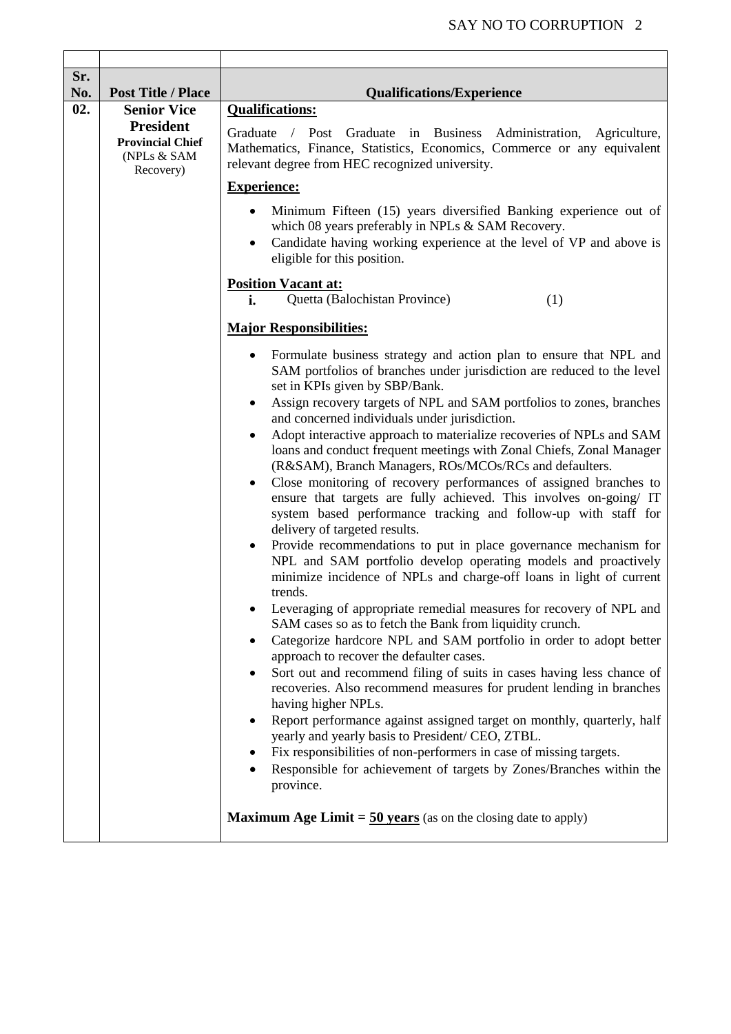| Sr. No. | Post Title / Place | Qualifications/Experience |
|---|---|---|
| 02. | **Senior Vice President** **Provincial Chief** (NPLs & SAM Recovery) | **<u>Qualifications:</u>**<br><br>Graduate / Post Graduate in Business Administration, Agriculture, Mathematics, Finance, Statistics, Economics, Commerce or any equivalent relevant degree from HEC recognized university.<br><br>**<u>Experience:</u>**<br><br>• Minimum Fifteen (15) years diversified Banking experience out of which 08 years preferably in NPLs & SAM Recovery.<br>• Candidate having working experience at the level of VP and above is eligible for this position.<br><br>**<u>Position Vacant at:</u>**<br>**i.** Quetta (Balochistan Province) (1)<br><br>**<u>Major Responsibilities:</u>**<br><br>• Formulate business strategy and action plan to ensure that NPL and SAM portfolios of branches under jurisdiction are reduced to the level set in KPIs given by SBP/Bank.<br>• Assign recovery targets of NPL and SAM portfolios to zones, branches and concerned individuals under jurisdiction.<br>• Adopt interactive approach to materialize recoveries of NPLs and SAM loans and conduct frequent meetings with Zonal Chiefs, Zonal Manager (R&SAM), Branch Managers, ROs/MCOs/RCs and defaulters.<br>• Close monitoring of recovery performances of assigned branches to ensure that targets are fully achieved. This involves on-going/ IT system based performance tracking and follow-up with staff for delivery of targeted results.<br>• Provide recommendations to put in place governance mechanism for NPL and SAM portfolio develop operating models and proactively minimize incidence of NPLs and charge-off loans in light of current trends.<br>• Leveraging of appropriate remedial measures for recovery of NPL and SAM cases so as to fetch the Bank from liquidity crunch.<br>• Categorize hardcore NPL and SAM portfolio in order to adopt better approach to recover the defaulter cases.<br>• Sort out and recommend filing of suits in cases having less chance of recoveries. Also recommend measures for prudent lending in branches having higher NPLs.<br>• Report performance against assigned target on monthly, quarterly, half yearly and yearly basis to President/ CEO, ZTBL.<br>• Fix responsibilities of non-performers in case of missing targets.<br>• Responsible for achievement of targets by Zones/Branches within the province.<br><br>**Maximum Age Limit = <u>50 years</u>** (as on the closing date to apply) |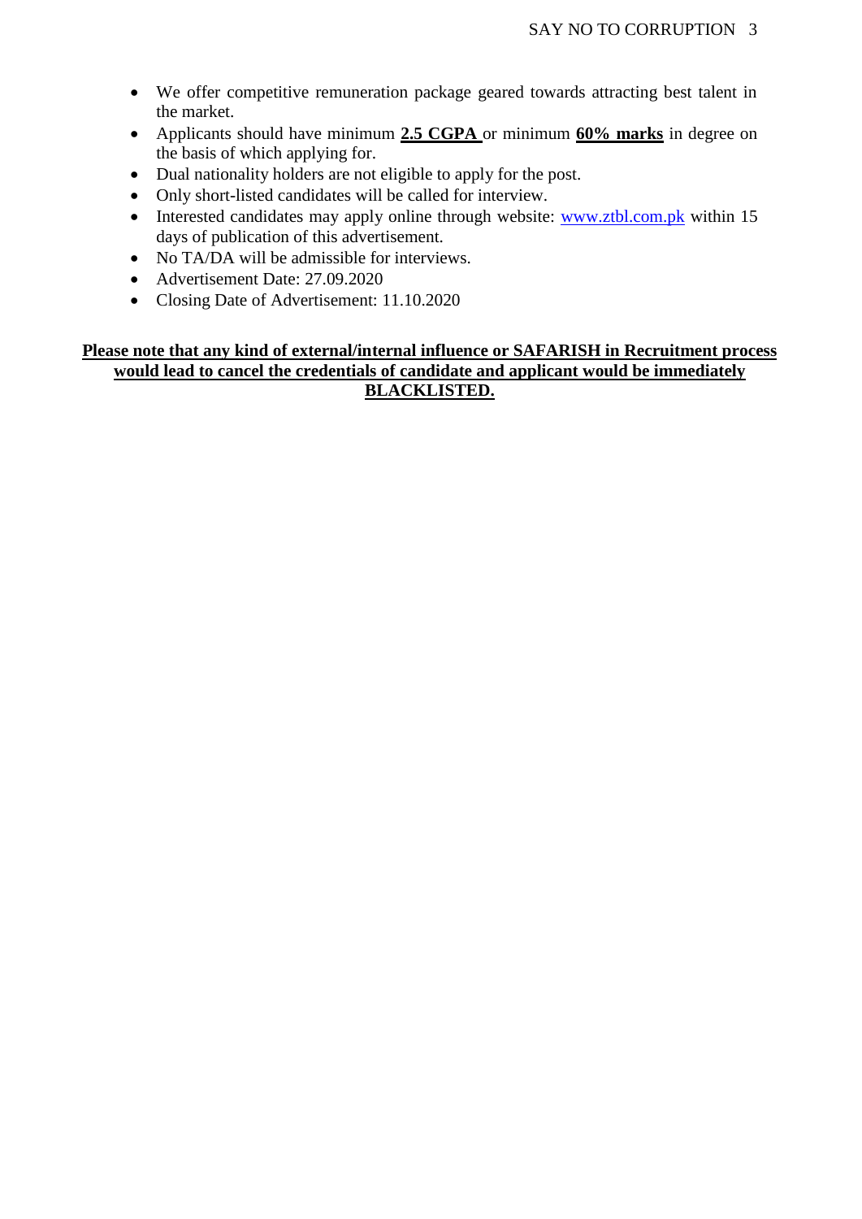- We offer competitive remuneration package geared towards attracting best talent in the market.
- Applicants should have minimum **2.5 CGPA** or minimum **60% marks** in degree on the basis of which applying for.
- Dual nationality holders are not eligible to apply for the post.
- Only short-listed candidates will be called for interview.
- Interested candidates may apply online through website: www.ztbl.com.pk within 15 days of publication of this advertisement.
- No TA/DA will be admissible for interviews.
- Advertisement Date: 27.09.2020
- Closing Date of Advertisement: 11.10.2020

**Please note that any kind of external/internal influence or SAFARISH in Recruitment process would lead to cancel the credentials of candidate and applicant would be immediately BLACKLISTED.**